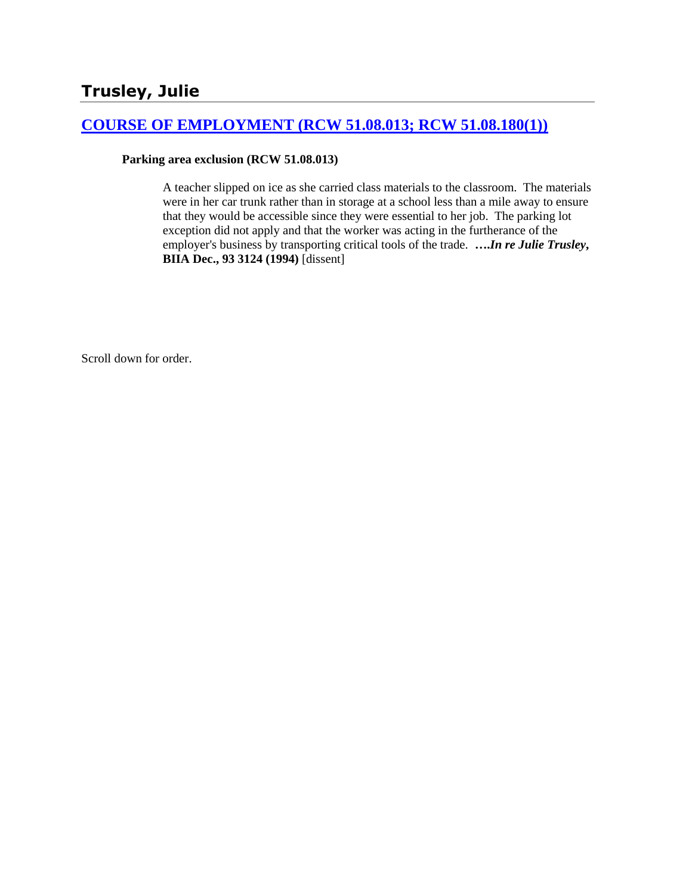## Trusley, Julie

### [COURSE OF EMPLOYMENT (RCW 51.08.013; RCW 51.08.180(1))]()

**Parking area exclusion (RCW 51.08.013)**

A teacher slipped on ice as she carried class materials to the classroom. The materials were in her car trunk rather than in storage at a school less than a mile away to ensure that they would be accessible since they were essential to her job. The parking lot exception did not apply and that the worker was acting in the furtherance of the employer's business by transporting critical tools of the trade. ***….In re Julie Trusley*, BIIA Dec., 93 3124 (1994)** [dissent]

Scroll down for order.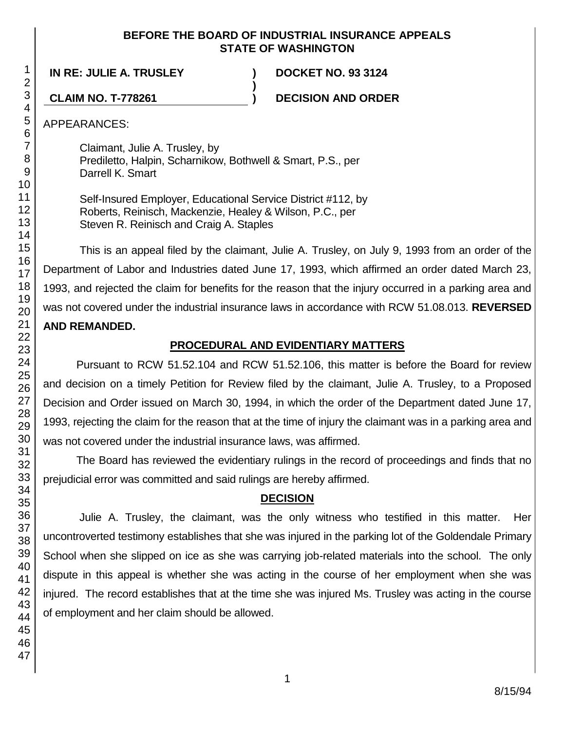**BEFORE THE BOARD OF INDUSTRIAL INSURANCE APPEALS**
**STATE OF WASHINGTON**

| **IN RE: JULIE A. TRUSLEY** | **)** | **DOCKET NO. 93 3124** |
|---|---|---|
| | **)** | |
| **CLAIM NO. T-778261** | **)** | **DECISION AND ORDER** |

APPEARANCES:

Claimant, Julie A. Trusley, by
Prediletto, Halpin, Scharnikow, Bothwell & Smart, P.S., per
Darrell K. Smart

Self-Insured Employer, Educational Service District #112, by
Roberts, Reinisch, Mackenzie, Healey & Wilson, P.C., per
Steven R. Reinisch and Craig A. Staples

This is an appeal filed by the claimant, Julie A. Trusley, on July 9, 1993 from an order of the Department of Labor and Industries dated June 17, 1993, which affirmed an order dated March 23, 1993, and rejected the claim for benefits for the reason that the injury occurred in a parking area and was not covered under the industrial insurance laws in accordance with RCW 51.08.013. **REVERSED AND REMANDED.**

## PROCEDURAL AND EVIDENTIARY MATTERS

Pursuant to RCW 51.52.104 and RCW 51.52.106, this matter is before the Board for review and decision on a timely Petition for Review filed by the claimant, Julie A. Trusley, to a Proposed Decision and Order issued on March 30, 1994, in which the order of the Department dated June 17, 1993, rejecting the claim for the reason that at the time of injury the claimant was in a parking area and was not covered under the industrial insurance laws, was affirmed.

The Board has reviewed the evidentiary rulings in the record of proceedings and finds that no prejudicial error was committed and said rulings are hereby affirmed.

## DECISION

Julie A. Trusley, the claimant, was the only witness who testified in this matter. Her uncontroverted testimony establishes that she was injured in the parking lot of the Goldendale Primary School when she slipped on ice as she was carrying job-related materials into the school. The only dispute in this appeal is whether she was acting in the course of her employment when she was injured. The record establishes that at the time she was injured Ms. Trusley was acting in the course of employment and her claim should be allowed.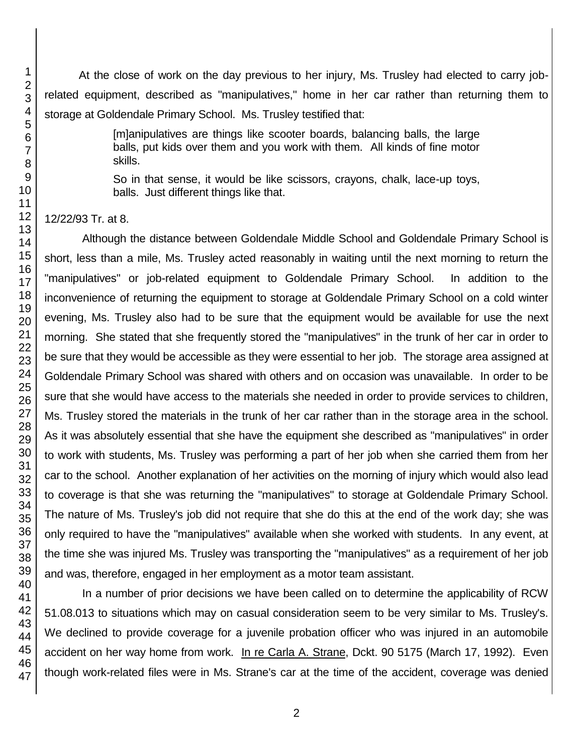At the close of work on the day previous to her injury, Ms. Trusley had elected to carry job-related equipment, described as "manipulatives," home in her car rather than returning them to storage at Goldendale Primary School. Ms. Trusley testified that:

> [m]anipulatives are things like scooter boards, balancing balls, the large balls, put kids over them and you work with them. All kinds of fine motor skills.
>
> So in that sense, it would be like scissors, crayons, chalk, lace-up toys, balls. Just different things like that.

12/22/93 Tr. at 8.

Although the distance between Goldendale Middle School and Goldendale Primary School is short, less than a mile, Ms. Trusley acted reasonably in waiting until the next morning to return the "manipulatives" or job-related equipment to Goldendale Primary School. In addition to the inconvenience of returning the equipment to storage at Goldendale Primary School on a cold winter evening, Ms. Trusley also had to be sure that the equipment would be available for use the next morning. She stated that she frequently stored the "manipulatives" in the trunk of her car in order to be sure that they would be accessible as they were essential to her job. The storage area assigned at Goldendale Primary School was shared with others and on occasion was unavailable. In order to be sure that she would have access to the materials she needed in order to provide services to children, Ms. Trusley stored the materials in the trunk of her car rather than in the storage area in the school. As it was absolutely essential that she have the equipment she described as "manipulatives" in order to work with students, Ms. Trusley was performing a part of her job when she carried them from her car to the school. Another explanation of her activities on the morning of injury which would also lead to coverage is that she was returning the "manipulatives" to storage at Goldendale Primary School. The nature of Ms. Trusley's job did not require that she do this at the end of the work day; she was only required to have the "manipulatives" available when she worked with students. In any event, at the time she was injured Ms. Trusley was transporting the "manipulatives" as a requirement of her job and was, therefore, engaged in her employment as a motor team assistant.

In a number of prior decisions we have been called on to determine the applicability of RCW 51.08.013 to situations which may on casual consideration seem to be very similar to Ms. Trusley's. We declined to provide coverage for a juvenile probation officer who was injured in an automobile accident on her way home from work. In re Carla A. Strane, Dckt. 90 5175 (March 17, 1992). Even though work-related files were in Ms. Strane's car at the time of the accident, coverage was denied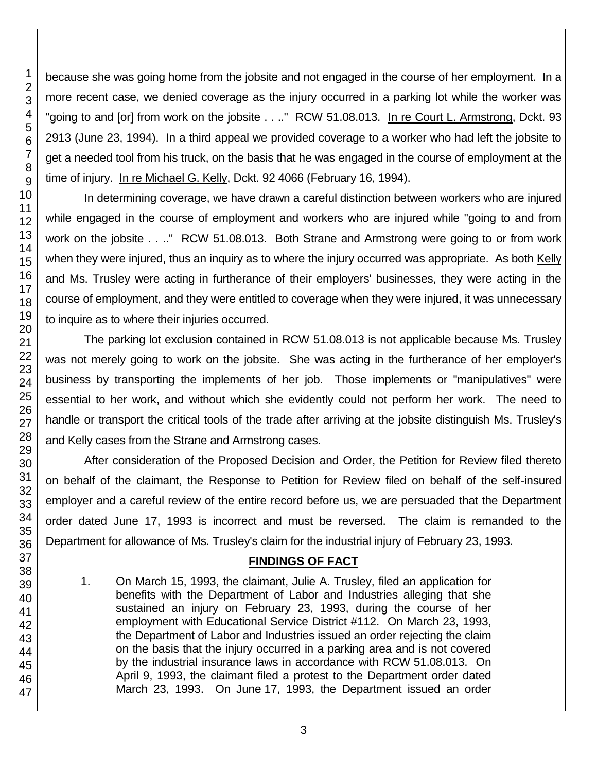because she was going home from the jobsite and not engaged in the course of her employment. In a more recent case, we denied coverage as the injury occurred in a parking lot while the worker was "going to and [or] from work on the jobsite . . .." RCW 51.08.013. In re Court L. Armstrong, Dckt. 93 2913 (June 23, 1994). In a third appeal we provided coverage to a worker who had left the jobsite to get a needed tool from his truck, on the basis that he was engaged in the course of employment at the time of injury. In re Michael G. Kelly, Dckt. 92 4066 (February 16, 1994).

In determining coverage, we have drawn a careful distinction between workers who are injured while engaged in the course of employment and workers who are injured while "going to and from work on the jobsite . . .." RCW 51.08.013. Both Strane and Armstrong were going to or from work when they were injured, thus an inquiry as to where the injury occurred was appropriate. As both Kelly and Ms. Trusley were acting in furtherance of their employers' businesses, they were acting in the course of employment, and they were entitled to coverage when they were injured, it was unnecessary to inquire as to where their injuries occurred.

The parking lot exclusion contained in RCW 51.08.013 is not applicable because Ms. Trusley was not merely going to work on the jobsite. She was acting in the furtherance of her employer's business by transporting the implements of her job. Those implements or "manipulatives" were essential to her work, and without which she evidently could not perform her work. The need to handle or transport the critical tools of the trade after arriving at the jobsite distinguish Ms. Trusley's and Kelly cases from the Strane and Armstrong cases.

After consideration of the Proposed Decision and Order, the Petition for Review filed thereto on behalf of the claimant, the Response to Petition for Review filed on behalf of the self-insured employer and a careful review of the entire record before us, we are persuaded that the Department order dated June 17, 1993 is incorrect and must be reversed. The claim is remanded to the Department for allowance of Ms. Trusley's claim for the industrial injury of February 23, 1993.

## FINDINGS OF FACT

1. On March 15, 1993, the claimant, Julie A. Trusley, filed an application for benefits with the Department of Labor and Industries alleging that she sustained an injury on February 23, 1993, during the course of her employment with Educational Service District #112. On March 23, 1993, the Department of Labor and Industries issued an order rejecting the claim on the basis that the injury occurred in a parking area and is not covered by the industrial insurance laws in accordance with RCW 51.08.013. On April 9, 1993, the claimant filed a protest to the Department order dated March 23, 1993. On June 17, 1993, the Department issued an order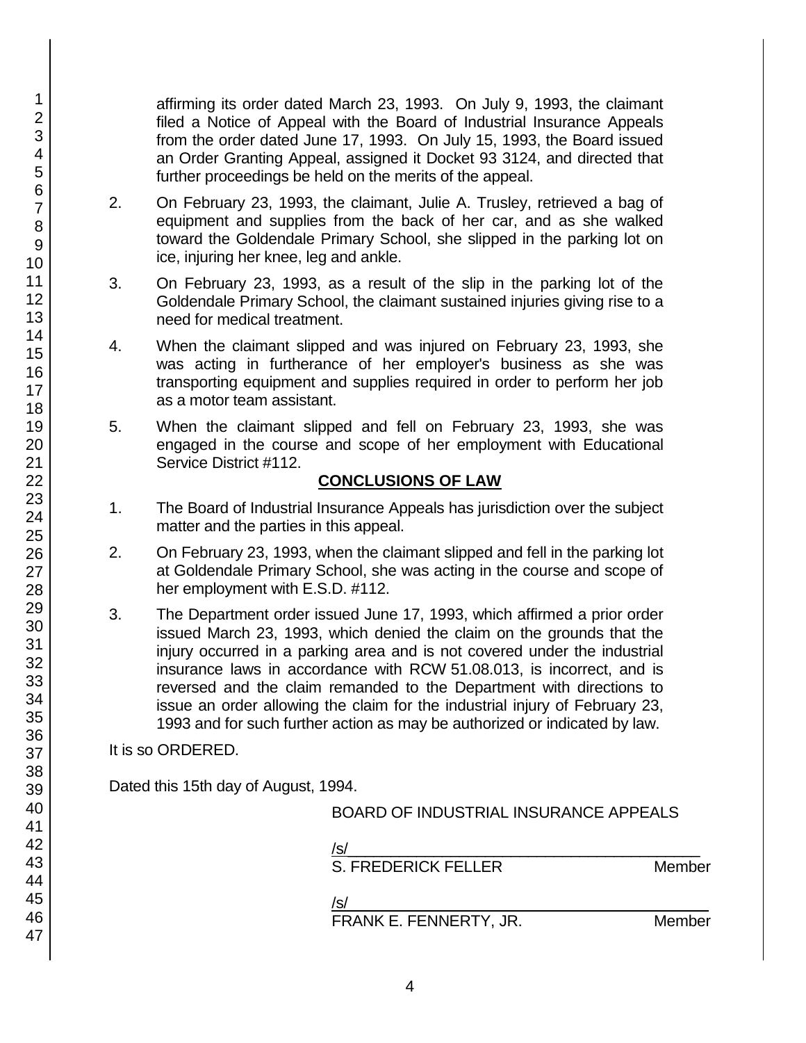affirming its order dated March 23, 1993. On July 9, 1993, the claimant filed a Notice of Appeal with the Board of Industrial Insurance Appeals from the order dated June 17, 1993. On July 15, 1993, the Board issued an Order Granting Appeal, assigned it Docket 93 3124, and directed that further proceedings be held on the merits of the appeal.

2. On February 23, 1993, the claimant, Julie A. Trusley, retrieved a bag of equipment and supplies from the back of her car, and as she walked toward the Goldendale Primary School, she slipped in the parking lot on ice, injuring her knee, leg and ankle.

3. On February 23, 1993, as a result of the slip in the parking lot of the Goldendale Primary School, the claimant sustained injuries giving rise to a need for medical treatment.

4. When the claimant slipped and was injured on February 23, 1993, she was acting in furtherance of her employer's business as she was transporting equipment and supplies required in order to perform her job as a motor team assistant.

5. When the claimant slipped and fell on February 23, 1993, she was engaged in the course and scope of her employment with Educational Service District #112.

## CONCLUSIONS OF LAW

1. The Board of Industrial Insurance Appeals has jurisdiction over the subject matter and the parties in this appeal.

2. On February 23, 1993, when the claimant slipped and fell in the parking lot at Goldendale Primary School, she was acting in the course and scope of her employment with E.S.D. #112.

3. The Department order issued June 17, 1993, which affirmed a prior order issued March 23, 1993, which denied the claim on the grounds that the injury occurred in a parking area and is not covered under the industrial insurance laws in accordance with RCW 51.08.013, is incorrect, and is reversed and the claim remanded to the Department with directions to issue an order allowing the claim for the industrial injury of February 23, 1993 and for such further action as may be authorized or indicated by law.

It is so ORDERED.

Dated this 15th day of August, 1994.

BOARD OF INDUSTRIAL INSURANCE APPEALS

/s/
S. FREDERICK FELLER Member

/s/
FRANK E. FENNERTY, JR. Member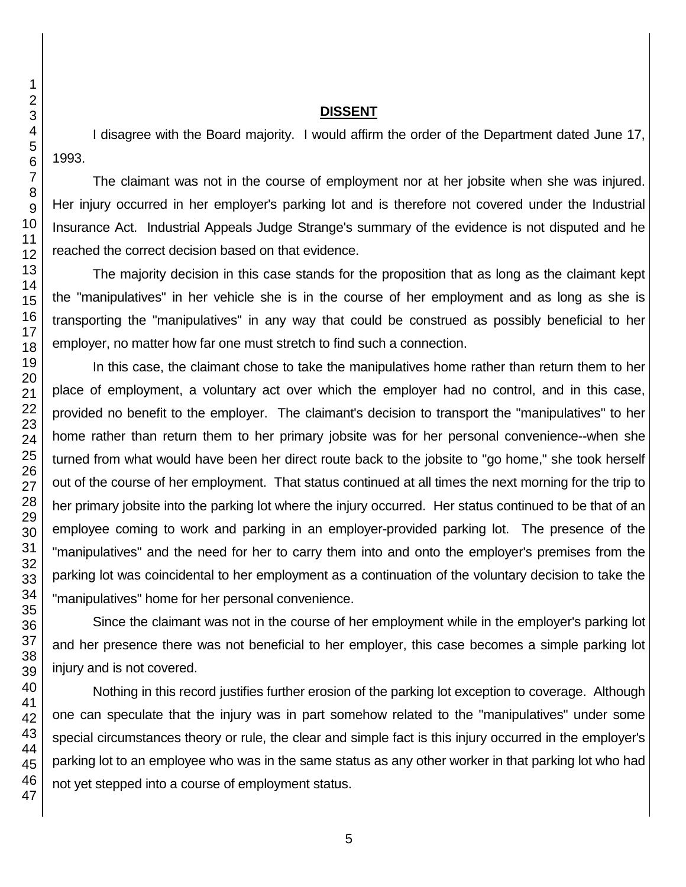## DISSENT

I disagree with the Board majority. I would affirm the order of the Department dated June 17, 1993.

The claimant was not in the course of employment nor at her jobsite when she was injured. Her injury occurred in her employer's parking lot and is therefore not covered under the Industrial Insurance Act. Industrial Appeals Judge Strange's summary of the evidence is not disputed and he reached the correct decision based on that evidence.

The majority decision in this case stands for the proposition that as long as the claimant kept the "manipulatives" in her vehicle she is in the course of her employment and as long as she is transporting the "manipulatives" in any way that could be construed as possibly beneficial to her employer, no matter how far one must stretch to find such a connection.

In this case, the claimant chose to take the manipulatives home rather than return them to her place of employment, a voluntary act over which the employer had no control, and in this case, provided no benefit to the employer. The claimant's decision to transport the "manipulatives" to her home rather than return them to her primary jobsite was for her personal convenience--when she turned from what would have been her direct route back to the jobsite to "go home," she took herself out of the course of her employment. That status continued at all times the next morning for the trip to her primary jobsite into the parking lot where the injury occurred. Her status continued to be that of an employee coming to work and parking in an employer-provided parking lot. The presence of the "manipulatives" and the need for her to carry them into and onto the employer's premises from the parking lot was coincidental to her employment as a continuation of the voluntary decision to take the "manipulatives" home for her personal convenience.

Since the claimant was not in the course of her employment while in the employer's parking lot and her presence there was not beneficial to her employer, this case becomes a simple parking lot injury and is not covered.

Nothing in this record justifies further erosion of the parking lot exception to coverage. Although one can speculate that the injury was in part somehow related to the "manipulatives" under some special circumstances theory or rule, the clear and simple fact is this injury occurred in the employer's parking lot to an employee who was in the same status as any other worker in that parking lot who had not yet stepped into a course of employment status.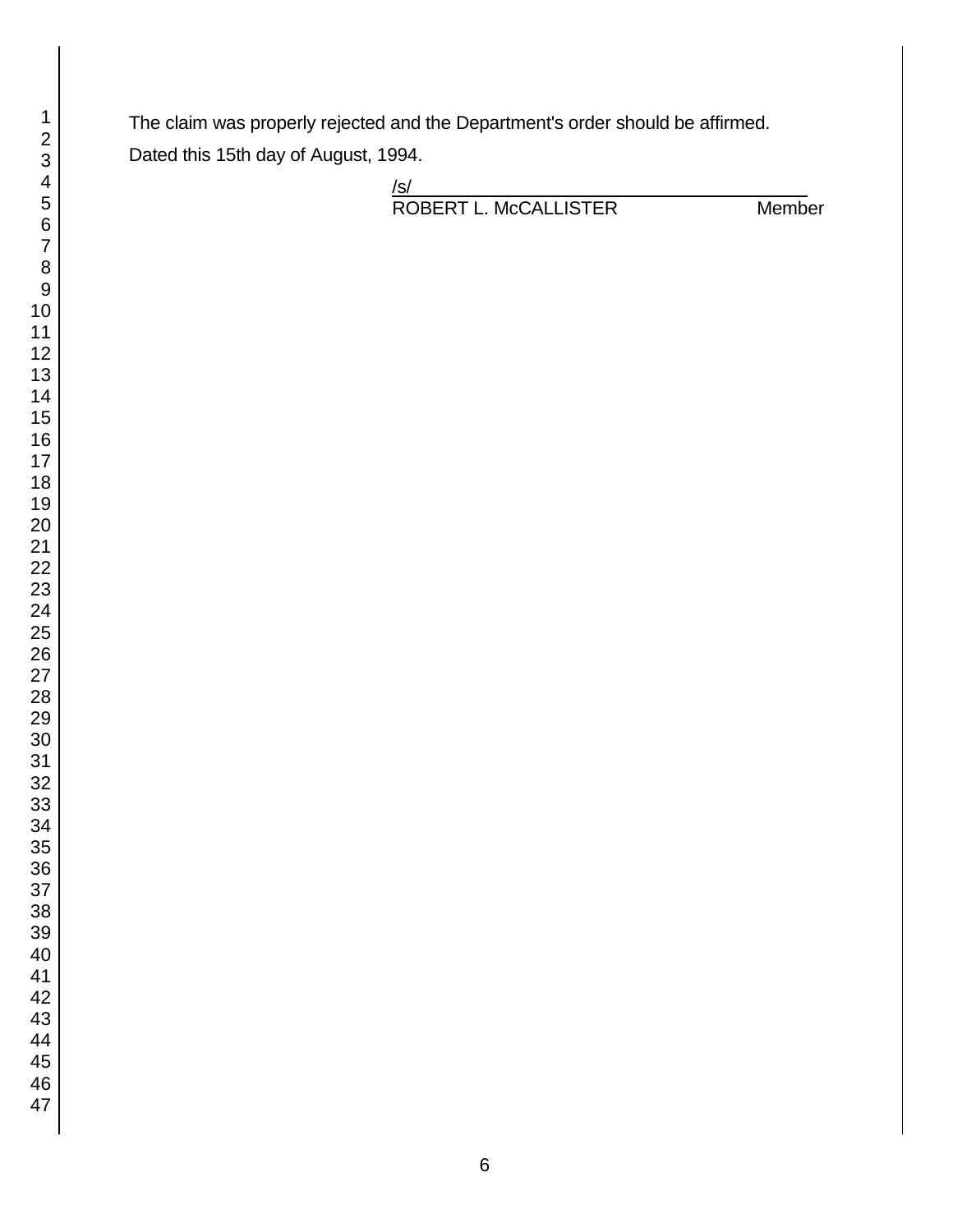The claim was properly rejected and the Department's order should be affirmed.

Dated this 15th day of August, 1994.

/s/
ROBERT L. McCALLISTER Member